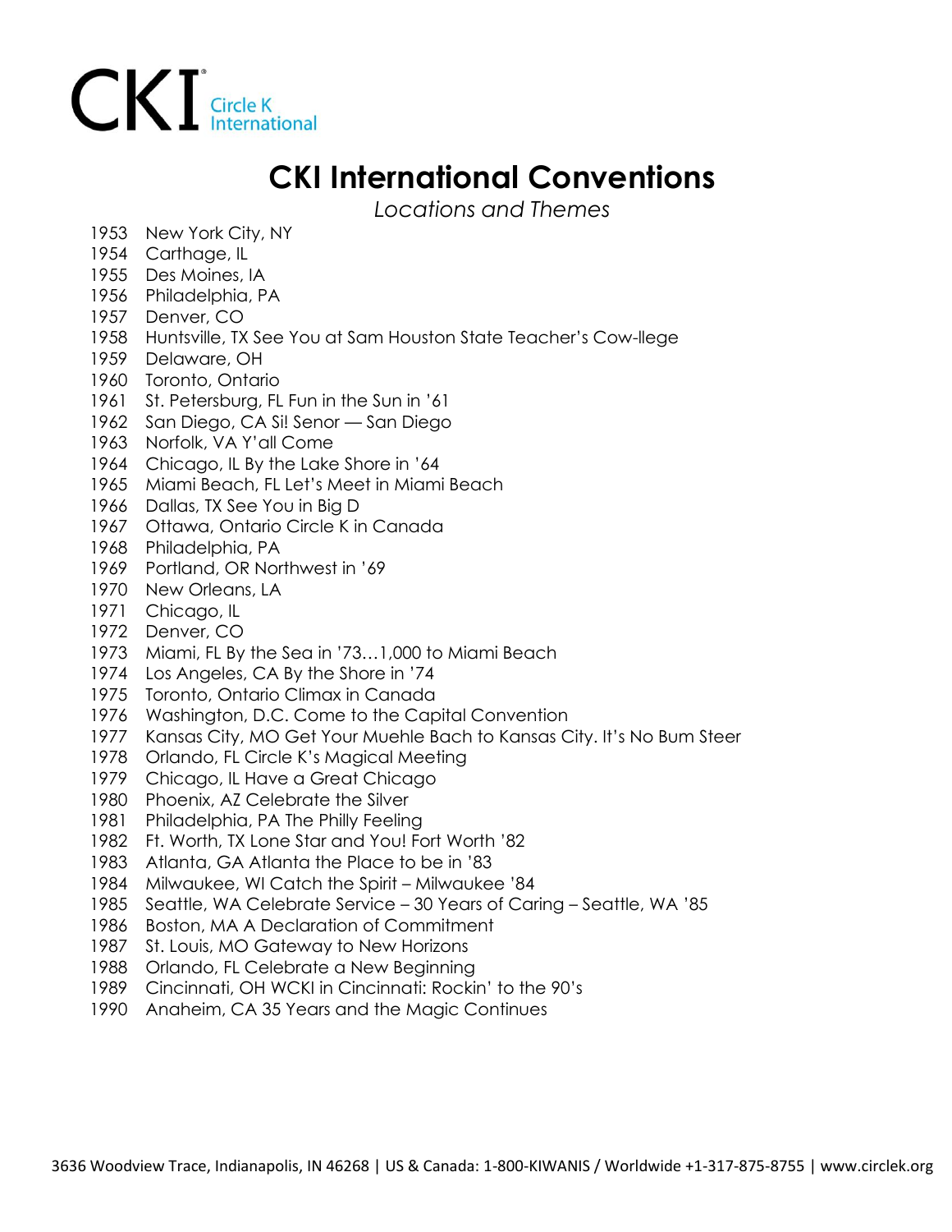CKI Circle K International

# CKI International Conventions

*Locations and Themes*

1953 New York City, NY
1954 Carthage, IL
1955 Des Moines, IA
1956 Philadelphia, PA
1957 Denver, CO
1958 Huntsville, TX See You at Sam Houston State Teacher's Cow-llege
1959 Delaware, OH
1960 Toronto, Ontario
1961 St. Petersburg, FL Fun in the Sun in '61
1962 San Diego, CA Si! Senor — San Diego
1963 Norfolk, VA Y'all Come
1964 Chicago, IL By the Lake Shore in '64
1965 Miami Beach, FL Let's Meet in Miami Beach
1966 Dallas, TX See You in Big D
1967 Ottawa, Ontario Circle K in Canada
1968 Philadelphia, PA
1969 Portland, OR Northwest in '69
1970 New Orleans, LA
1971 Chicago, IL
1972 Denver, CO
1973 Miami, FL By the Sea in '73…1,000 to Miami Beach
1974 Los Angeles, CA By the Shore in '74
1975 Toronto, Ontario Climax in Canada
1976 Washington, D.C. Come to the Capital Convention
1977 Kansas City, MO Get Your Muehle Bach to Kansas City. It's No Bum Steer
1978 Orlando, FL Circle K's Magical Meeting
1979 Chicago, IL Have a Great Chicago
1980 Phoenix, AZ Celebrate the Silver
1981 Philadelphia, PA The Philly Feeling
1982 Ft. Worth, TX Lone Star and You! Fort Worth '82
1983 Atlanta, GA Atlanta the Place to be in '83
1984 Milwaukee, WI Catch the Spirit – Milwaukee '84
1985 Seattle, WA Celebrate Service – 30 Years of Caring – Seattle, WA '85
1986 Boston, MA A Declaration of Commitment
1987 St. Louis, MO Gateway to New Horizons
1988 Orlando, FL Celebrate a New Beginning
1989 Cincinnati, OH WCKI in Cincinnati: Rockin' to the 90's
1990 Anaheim, CA 35 Years and the Magic Continues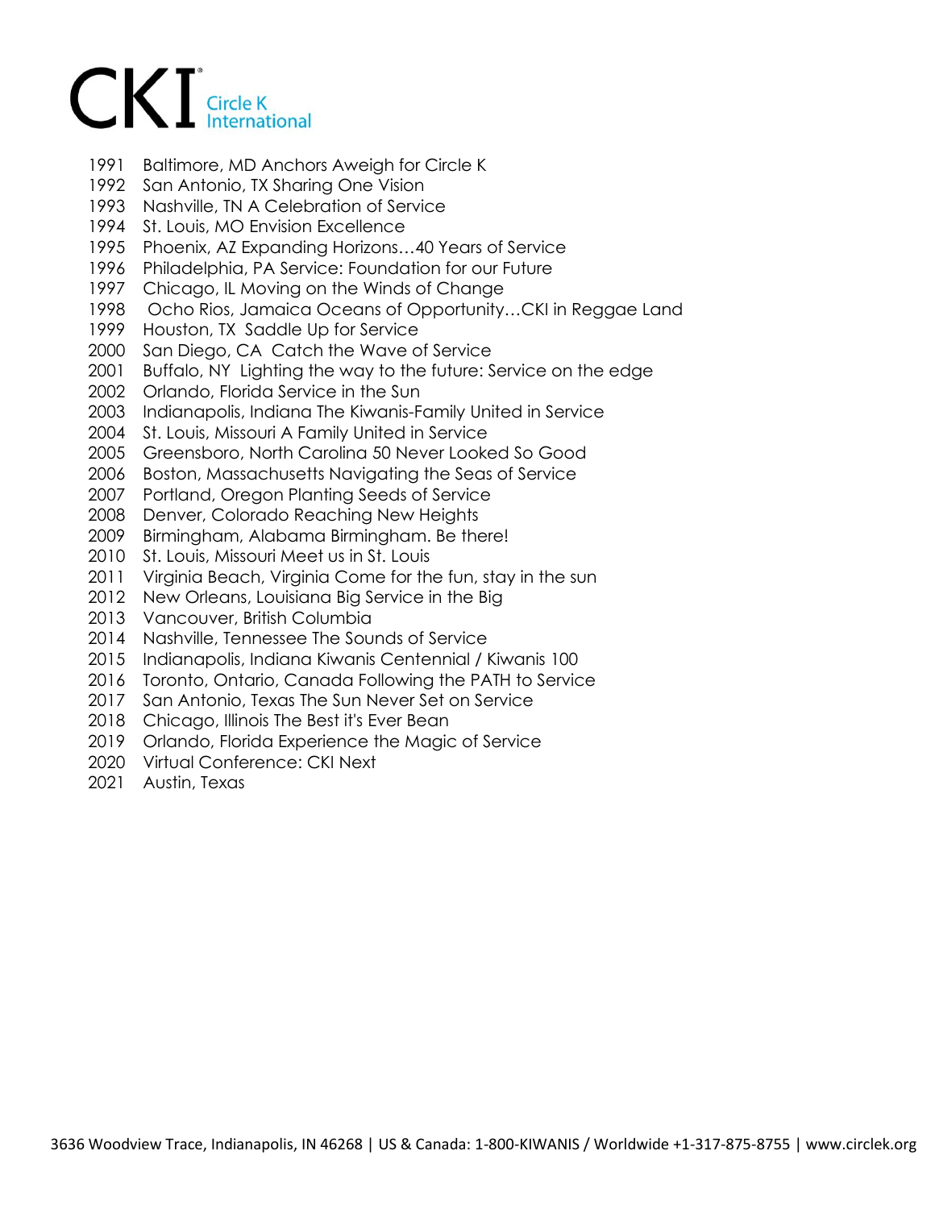1991 Baltimore, MD Anchors Aweigh for Circle K
1992 San Antonio, TX Sharing One Vision
1993 Nashville, TN A Celebration of Service
1994 St. Louis, MO Envision Excellence
1995 Phoenix, AZ Expanding Horizons…40 Years of Service
1996 Philadelphia, PA Service: Foundation for our Future
1997 Chicago, IL Moving on the Winds of Change
1998 Ocho Rios, Jamaica Oceans of Opportunity…CKI in Reggae Land
1999 Houston, TX Saddle Up for Service
2000 San Diego, CA Catch the Wave of Service
2001 Buffalo, NY Lighting the way to the future: Service on the edge
2002 Orlando, Florida Service in the Sun
2003 Indianapolis, Indiana The Kiwanis-Family United in Service
2004 St. Louis, Missouri A Family United in Service
2005 Greensboro, North Carolina 50 Never Looked So Good
2006 Boston, Massachusetts Navigating the Seas of Service
2007 Portland, Oregon Planting Seeds of Service
2008 Denver, Colorado Reaching New Heights
2009 Birmingham, Alabama Birmingham. Be there!
2010 St. Louis, Missouri Meet us in St. Louis
2011 Virginia Beach, Virginia Come for the fun, stay in the sun
2012 New Orleans, Louisiana Big Service in the Big
2013 Vancouver, British Columbia
2014 Nashville, Tennessee The Sounds of Service
2015 Indianapolis, Indiana Kiwanis Centennial / Kiwanis 100
2016 Toronto, Ontario, Canada Following the PATH to Service
2017 San Antonio, Texas The Sun Never Set on Service
2018 Chicago, Illinois The Best it's Ever Bean
2019 Orlando, Florida Experience the Magic of Service
2020 Virtual Conference: CKI Next
2021 Austin, Texas